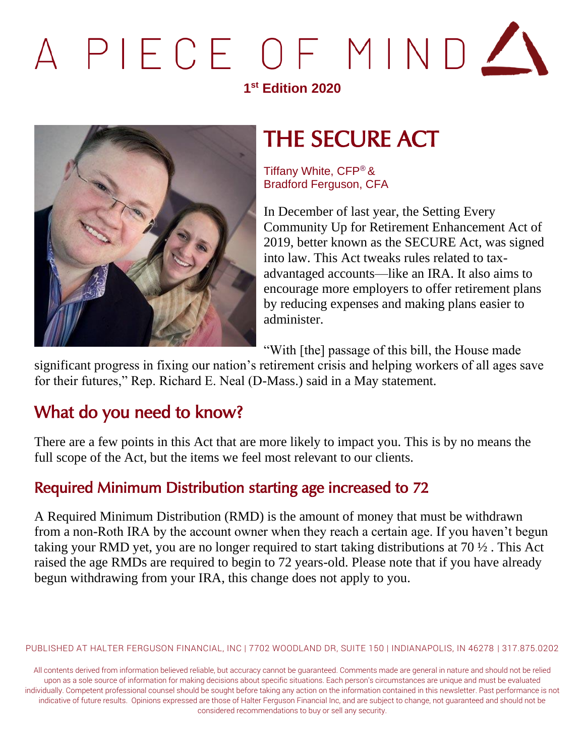# A PIECE OF MIND

**1st Edition 2020**

## THE SECURE ACT

Tiffany White, CFP® &
Bradford Ferguson, CFA

In December of last year, the Setting Every Community Up for Retirement Enhancement Act of 2019, better known as the SECURE Act, was signed into law. This Act tweaks rules related to tax-advantaged accounts—like an IRA. It also aims to encourage more employers to offer retirement plans by reducing expenses and making plans easier to administer.

"With [the] passage of this bill, the House made significant progress in fixing our nation's retirement crisis and helping workers of all ages save for their futures," Rep. Richard E. Neal (D-Mass.) said in a May statement.

## What do you need to know?

There are a few points in this Act that are more likely to impact you. This is by no means the full scope of the Act, but the items we feel most relevant to our clients.

### Required Minimum Distribution starting age increased to 72

A Required Minimum Distribution (RMD) is the amount of money that must be withdrawn from a non-Roth IRA by the account owner when they reach a certain age. If you haven't begun taking your RMD yet, you are no longer required to start taking distributions at 70 ½ . This Act raised the age RMDs are required to begin to 72 years-old. Please note that if you have already begun withdrawing from your IRA, this change does not apply to you.

PUBLISHED AT HALTER FERGUSON FINANCIAL, INC | 7702 WOODLAND DR, SUITE 150 | INDIANAPOLIS, IN 46278 | 317.875.0202

All contents derived from information believed reliable, but accuracy cannot be guaranteed. Comments made are general in nature and should not be relied upon as a sole source of information for making decisions about specific situations. Each person's circumstances are unique and must be evaluated individually. Competent professional counsel should be sought before taking any action on the information contained in this newsletter. Past performance is not indicative of future results. Opinions expressed are those of Halter Ferguson Financial Inc, and are subject to change, not guaranteed and should not be considered recommendations to buy or sell any security.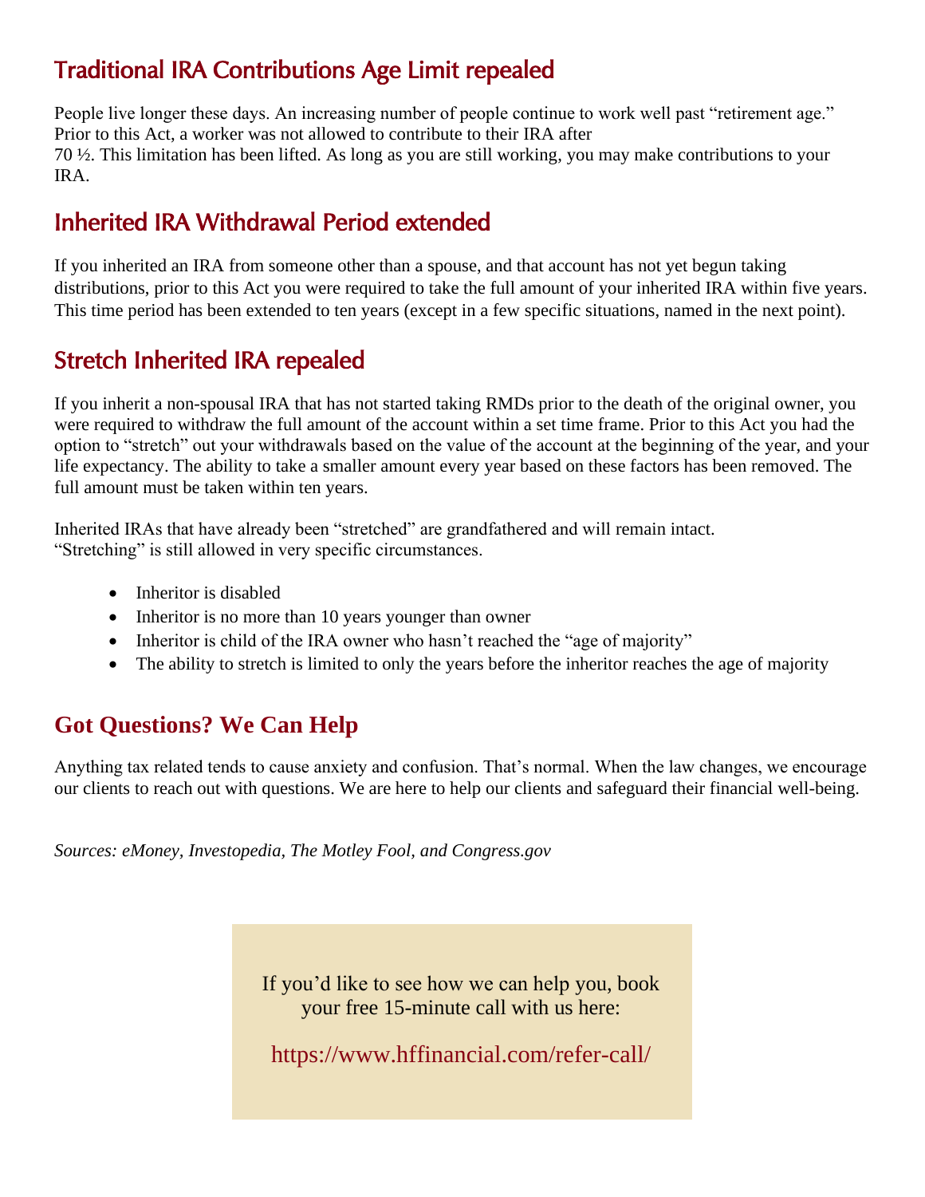## Traditional IRA Contributions Age Limit repealed

People live longer these days. An increasing number of people continue to work well past "retirement age." Prior to this Act, a worker was not allowed to contribute to their IRA after 70 ½. This limitation has been lifted. As long as you are still working, you may make contributions to your IRA.

## Inherited IRA Withdrawal Period extended

If you inherited an IRA from someone other than a spouse, and that account has not yet begun taking distributions, prior to this Act you were required to take the full amount of your inherited IRA within five years. This time period has been extended to ten years (except in a few specific situations, named in the next point).

## Stretch Inherited IRA repealed

If you inherit a non-spousal IRA that has not started taking RMDs prior to the death of the original owner, you were required to withdraw the full amount of the account within a set time frame. Prior to this Act you had the option to "stretch" out your withdrawals based on the value of the account at the beginning of the year, and your life expectancy. The ability to take a smaller amount every year based on these factors has been removed. The full amount must be taken within ten years.

Inherited IRAs that have already been "stretched" are grandfathered and will remain intact. "Stretching" is still allowed in very specific circumstances.

- Inheritor is disabled
- Inheritor is no more than 10 years younger than owner
- Inheritor is child of the IRA owner who hasn't reached the "age of majority"
- The ability to stretch is limited to only the years before the inheritor reaches the age of majority

## Got Questions? We Can Help

Anything tax related tends to cause anxiety and confusion. That's normal. When the law changes, we encourage our clients to reach out with questions. We are here to help our clients and safeguard their financial well-being.

*Sources: eMoney, Investopedia, The Motley Fool, and Congress.gov*

If you'd like to see how we can help you, book your free 15-minute call with us here:

https://www.hffinancial.com/refer-call/